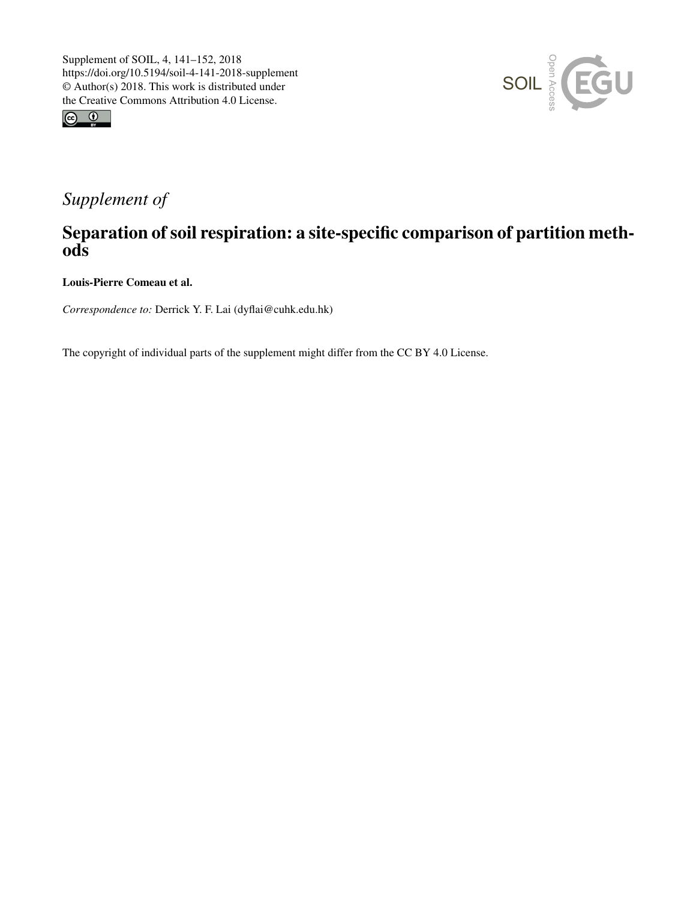Supplement of SOIL, 4, 141–152, 2018
https://doi.org/10.5194/soil-4-141-2018-supplement
© Author(s) 2018. This work is distributed under
the Creative Commons Attribution 4.0 License.

*Supplement of*

# Separation of soil respiration: a site-specific comparison of partition methods

**Louis-Pierre Comeau et al.**

*Correspondence to:* Derrick Y. F. Lai (dyflai@cuhk.edu.hk)

The copyright of individual parts of the supplement might differ from the CC BY 4.0 License.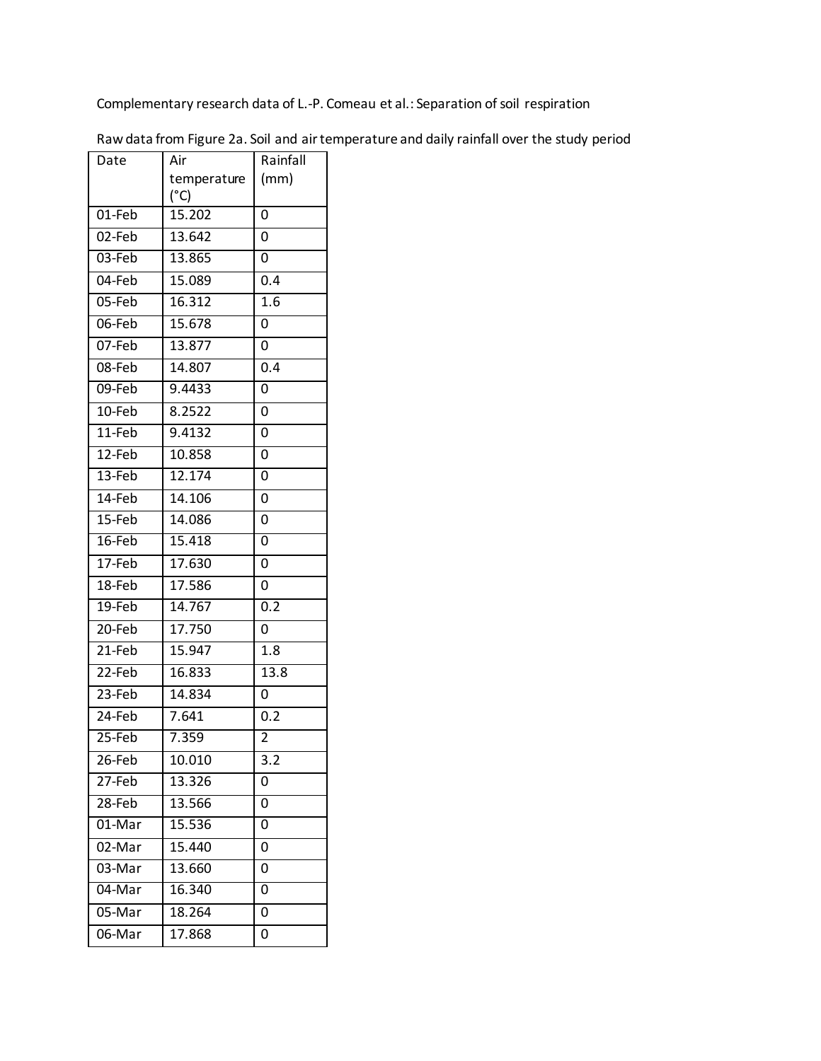Complementary research data of L.-P. Comeau et al.: Separation of soil respiration

Raw data from Figure 2a. Soil and air temperature and daily rainfall over the study period

| Date | Air temperature (°C) | Rainfall (mm) |
|---|---|---|
| 01-Feb | 15.202 | 0 |
| 02-Feb | 13.642 | 0 |
| 03-Feb | 13.865 | 0 |
| 04-Feb | 15.089 | 0.4 |
| 05-Feb | 16.312 | 1.6 |
| 06-Feb | 15.678 | 0 |
| 07-Feb | 13.877 | 0 |
| 08-Feb | 14.807 | 0.4 |
| 09-Feb | 9.4433 | 0 |
| 10-Feb | 8.2522 | 0 |
| 11-Feb | 9.4132 | 0 |
| 12-Feb | 10.858 | 0 |
| 13-Feb | 12.174 | 0 |
| 14-Feb | 14.106 | 0 |
| 15-Feb | 14.086 | 0 |
| 16-Feb | 15.418 | 0 |
| 17-Feb | 17.630 | 0 |
| 18-Feb | 17.586 | 0 |
| 19-Feb | 14.767 | 0.2 |
| 20-Feb | 17.750 | 0 |
| 21-Feb | 15.947 | 1.8 |
| 22-Feb | 16.833 | 13.8 |
| 23-Feb | 14.834 | 0 |
| 24-Feb | 7.641 | 0.2 |
| 25-Feb | 7.359 | 2 |
| 26-Feb | 10.010 | 3.2 |
| 27-Feb | 13.326 | 0 |
| 28-Feb | 13.566 | 0 |
| 01-Mar | 15.536 | 0 |
| 02-Mar | 15.440 | 0 |
| 03-Mar | 13.660 | 0 |
| 04-Mar | 16.340 | 0 |
| 05-Mar | 18.264 | 0 |
| 06-Mar | 17.868 | 0 |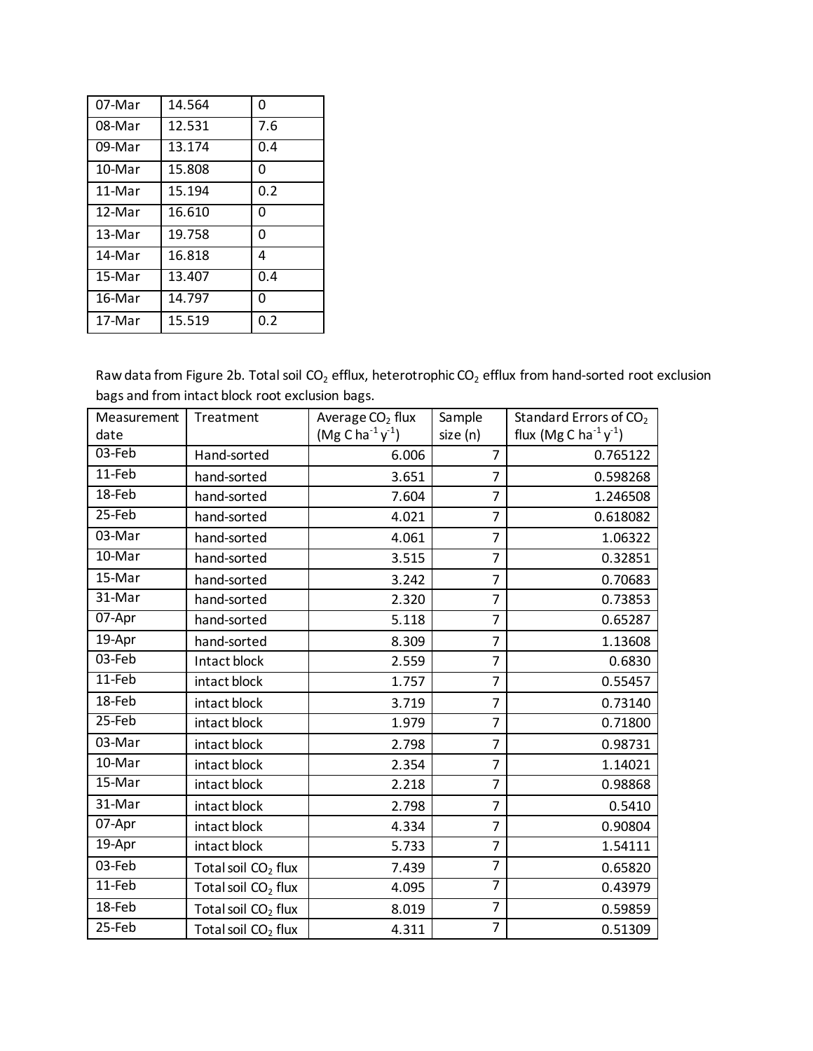| 07-Mar | 14.564 | 0 |
|---|---|---|
| 08-Mar | 12.531 | 7.6 |
| 09-Mar | 13.174 | 0.4 |
| 10-Mar | 15.808 | 0 |
| 11-Mar | 15.194 | 0.2 |
| 12-Mar | 16.610 | 0 |
| 13-Mar | 19.758 | 0 |
| 14-Mar | 16.818 | 4 |
| 15-Mar | 13.407 | 0.4 |
| 16-Mar | 14.797 | 0 |
| 17-Mar | 15.519 | 0.2 |

Raw data from Figure 2b. Total soil $CO_2$ efflux, heterotrophic $CO_2$ efflux from hand-sorted root exclusion bags and from intact block root exclusion bags.

| Measurement date | Treatment | Average $CO_2$ flux (Mg C $ha^{-1}$ $y^{-1}$) | Sample size (n) | Standard Errors of $CO_2$ flux (Mg C $ha^{-1}$ $y^{-1}$) |
|---|---|---|---|---|
| 03-Feb | Hand-sorted | 6.006 | 7 | 0.765122 |
| 11-Feb | hand-sorted | 3.651 | 7 | 0.598268 |
| 18-Feb | hand-sorted | 7.604 | 7 | 1.246508 |
| 25-Feb | hand-sorted | 4.021 | 7 | 0.618082 |
| 03-Mar | hand-sorted | 4.061 | 7 | 1.06322 |
| 10-Mar | hand-sorted | 3.515 | 7 | 0.32851 |
| 15-Mar | hand-sorted | 3.242 | 7 | 0.70683 |
| 31-Mar | hand-sorted | 2.320 | 7 | 0.73853 |
| 07-Apr | hand-sorted | 5.118 | 7 | 0.65287 |
| 19-Apr | hand-sorted | 8.309 | 7 | 1.13608 |
| 03-Feb | Intact block | 2.559 | 7 | 0.6830 |
| 11-Feb | intact block | 1.757 | 7 | 0.55457 |
| 18-Feb | intact block | 3.719 | 7 | 0.73140 |
| 25-Feb | intact block | 1.979 | 7 | 0.71800 |
| 03-Mar | intact block | 2.798 | 7 | 0.98731 |
| 10-Mar | intact block | 2.354 | 7 | 1.14021 |
| 15-Mar | intact block | 2.218 | 7 | 0.98868 |
| 31-Mar | intact block | 2.798 | 7 | 0.5410 |
| 07-Apr | intact block | 4.334 | 7 | 0.90804 |
| 19-Apr | intact block | 5.733 | 7 | 1.54111 |
| 03-Feb | Total soil $CO_2$ flux | 7.439 | 7 | 0.65820 |
| 11-Feb | Total soil $CO_2$ flux | 4.095 | 7 | 0.43979 |
| 18-Feb | Total soil $CO_2$ flux | 8.019 | 7 | 0.59859 |
| 25-Feb | Total soil $CO_2$ flux | 4.311 | 7 | 0.51309 |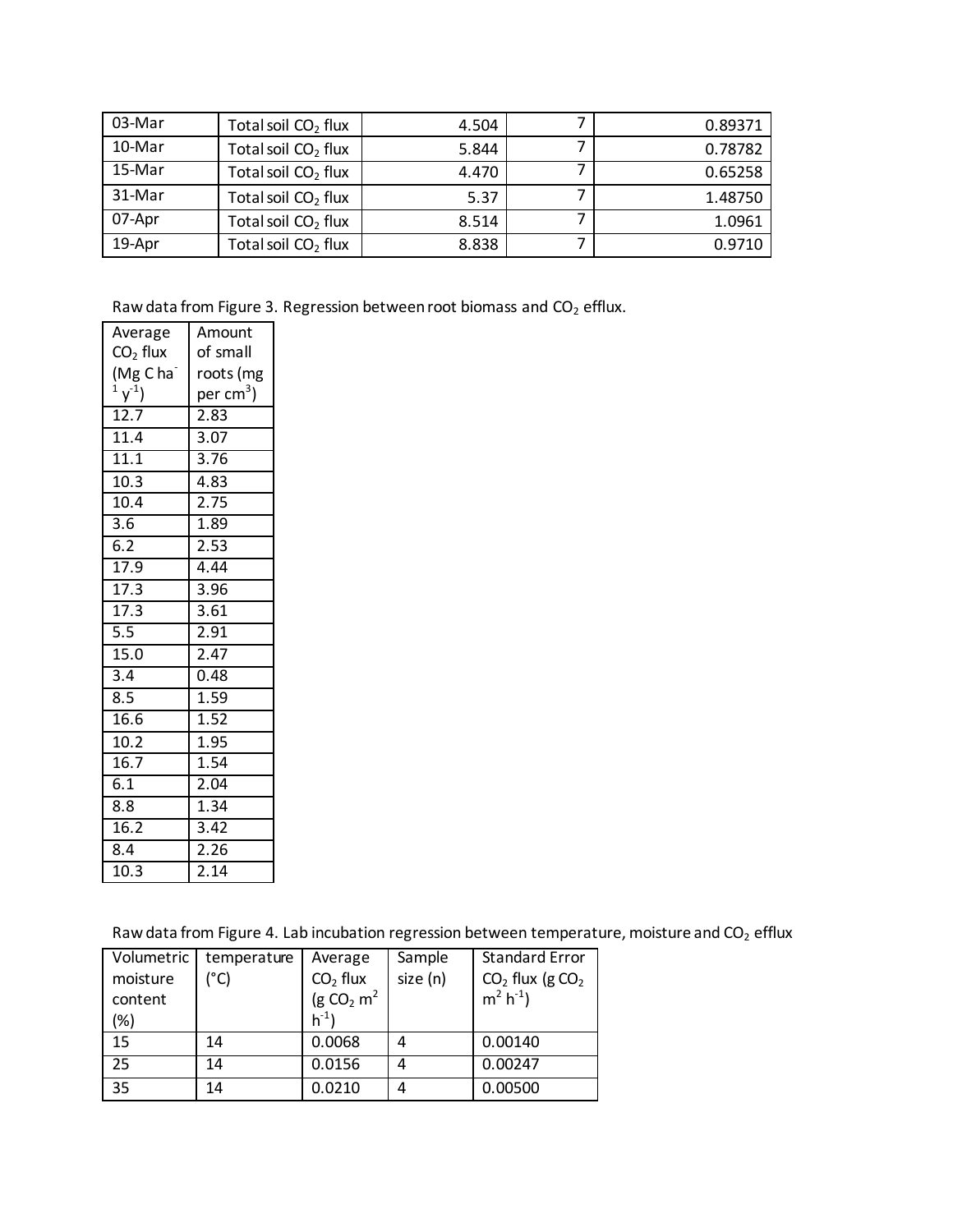| | | | | |
|---|---|---|---|---|
| 03-Mar | Total soil $CO_2$ flux | 4.504 | 7 | 0.89371 |
| 10-Mar | Total soil $CO_2$ flux | 5.844 | 7 | 0.78782 |
| 15-Mar | Total soil $CO_2$ flux | 4.470 | 7 | 0.65258 |
| 31-Mar | Total soil $CO_2$ flux | 5.37 | 7 | 1.48750 |
| 07-Apr | Total soil $CO_2$ flux | 8.514 | 7 | 1.0961 |
| 19-Apr | Total soil $CO_2$ flux | 8.838 | 7 | 0.9710 |

Raw data from Figure 3. Regression between root biomass and $CO_2$ efflux.

| Average $CO_2$ flux (Mg C $ha^{-1}$ $y^{-1}$) | Amount of small roots (mg per $cm^3$) |
|---|---|
| 12.7 | 2.83 |
| 11.4 | 3.07 |
| 11.1 | 3.76 |
| 10.3 | 4.83 |
| 10.4 | 2.75 |
| 3.6 | 1.89 |
| 6.2 | 2.53 |
| 17.9 | 4.44 |
| 17.3 | 3.96 |
| 17.3 | 3.61 |
| 5.5 | 2.91 |
| 15.0 | 2.47 |
| 3.4 | 0.48 |
| 8.5 | 1.59 |
| 16.6 | 1.52 |
| 10.2 | 1.95 |
| 16.7 | 1.54 |
| 6.1 | 2.04 |
| 8.8 | 1.34 |
| 16.2 | 3.42 |
| 8.4 | 2.26 |
| 10.3 | 2.14 |

Raw data from Figure 4. Lab incubation regression between temperature, moisture and $CO_2$ efflux

| Volumetric moisture content (%) | temperature (°C) | Average $CO_2$ flux (g $CO_2$ $m^2$ $h^{-1}$) | Sample size (n) | Standard Error $CO_2$ flux (g $CO_2$ $m^2$ $h^{-1}$) |
|---|---|---|---|---|
| 15 | 14 | 0.0068 | 4 | 0.00140 |
| 25 | 14 | 0.0156 | 4 | 0.00247 |
| 35 | 14 | 0.0210 | 4 | 0.00500 |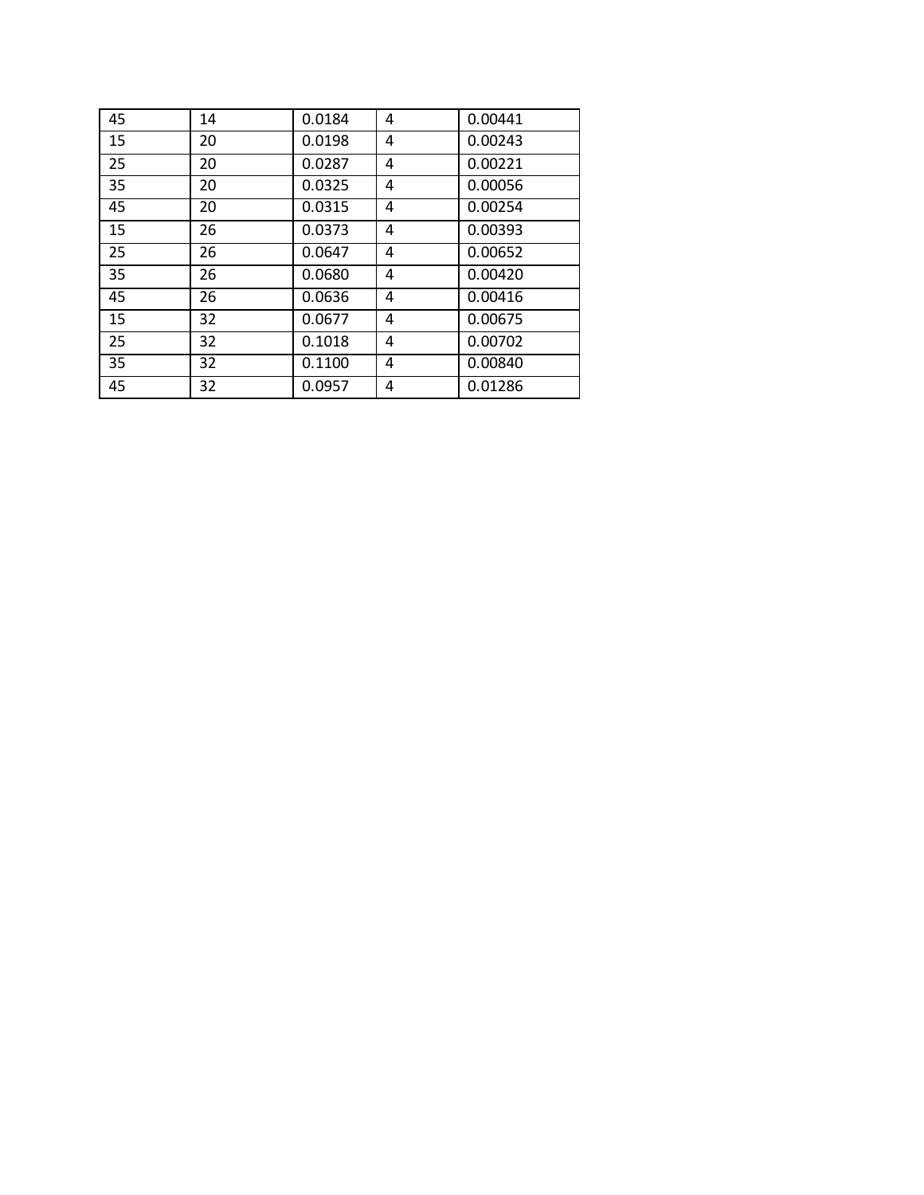| | | | | |
|---|---|---|---|---|
| 45 | 14 | 0.0184 | 4 | 0.00441 |
| 15 | 20 | 0.0198 | 4 | 0.00243 |
| 25 | 20 | 0.0287 | 4 | 0.00221 |
| 35 | 20 | 0.0325 | 4 | 0.00056 |
| 45 | 20 | 0.0315 | 4 | 0.00254 |
| 15 | 26 | 0.0373 | 4 | 0.00393 |
| 25 | 26 | 0.0647 | 4 | 0.00652 |
| 35 | 26 | 0.0680 | 4 | 0.00420 |
| 45 | 26 | 0.0636 | 4 | 0.00416 |
| 15 | 32 | 0.0677 | 4 | 0.00675 |
| 25 | 32 | 0.1018 | 4 | 0.00702 |
| 35 | 32 | 0.1100 | 4 | 0.00840 |
| 45 | 32 | 0.0957 | 4 | 0.01286 |